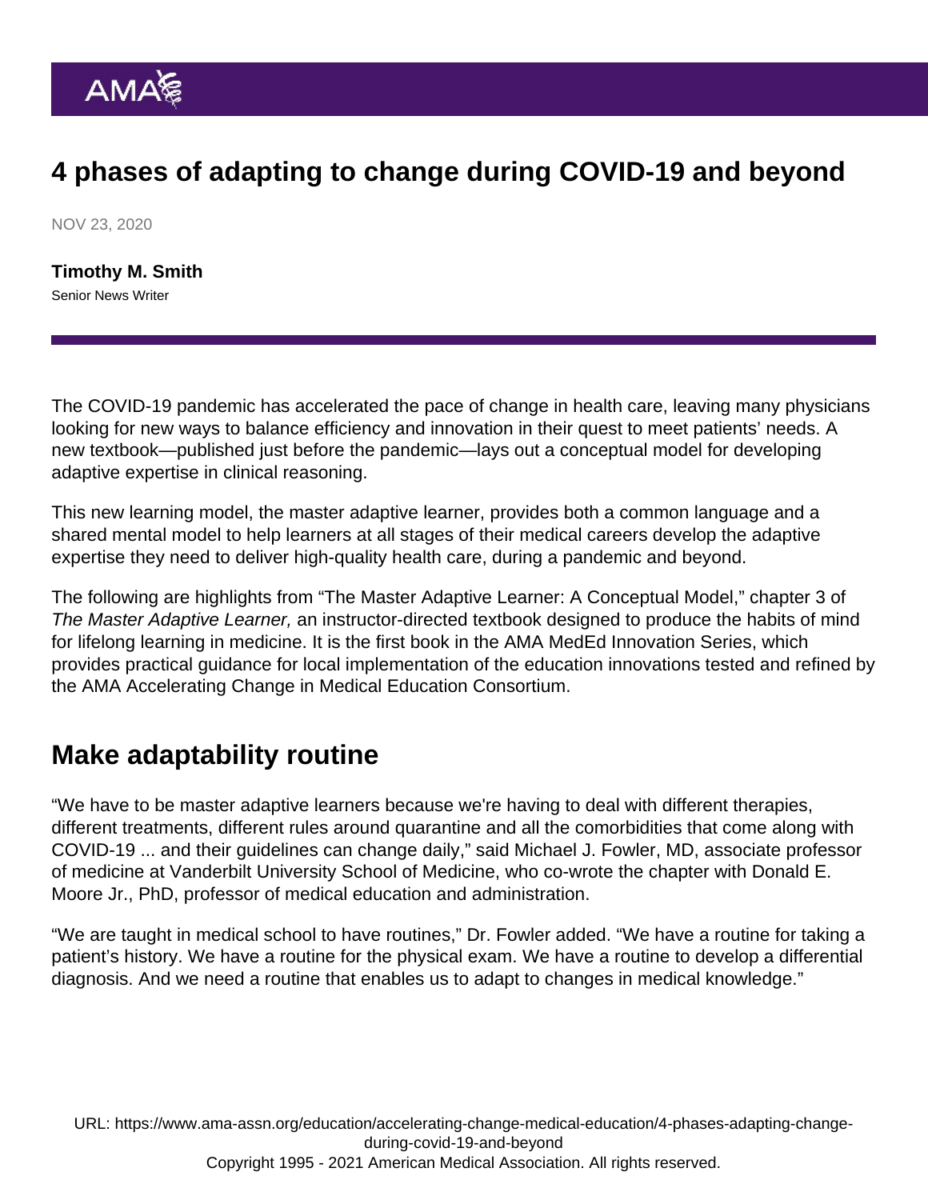# 4 phases of adapting to change during COVID-19 and beyond

NOV 23, 2020

**Timothy M. Smith**
Senior News Writer

The COVID-19 pandemic has accelerated the pace of change in health care, leaving many physicians looking for new ways to balance efficiency and innovation in their quest to meet patients' needs. A new textbook—published just before the pandemic—lays out a conceptual model for developing adaptive expertise in clinical reasoning.

This new learning model, the master adaptive learner, provides both a common language and a shared mental model to help learners at all stages of their medical careers develop the adaptive expertise they need to deliver high-quality health care, during a pandemic and beyond.

The following are highlights from "The Master Adaptive Learner: A Conceptual Model," chapter 3 of *The Master Adaptive Learner,* an instructor-directed textbook designed to produce the habits of mind for lifelong learning in medicine. It is the first book in the AMA MedEd Innovation Series, which provides practical guidance for local implementation of the education innovations tested and refined by the AMA Accelerating Change in Medical Education Consortium.

## Make adaptability routine

"We have to be master adaptive learners because we're having to deal with different therapies, different treatments, different rules around quarantine and all the comorbidities that come along with COVID-19 ... and their guidelines can change daily," said Michael J. Fowler, MD, associate professor of medicine at Vanderbilt University School of Medicine, who co-wrote the chapter with Donald E. Moore Jr., PhD, professor of medical education and administration.

"We are taught in medical school to have routines," Dr. Fowler added. "We have a routine for taking a patient's history. We have a routine for the physical exam. We have a routine to develop a differential diagnosis. And we need a routine that enables us to adapt to changes in medical knowledge."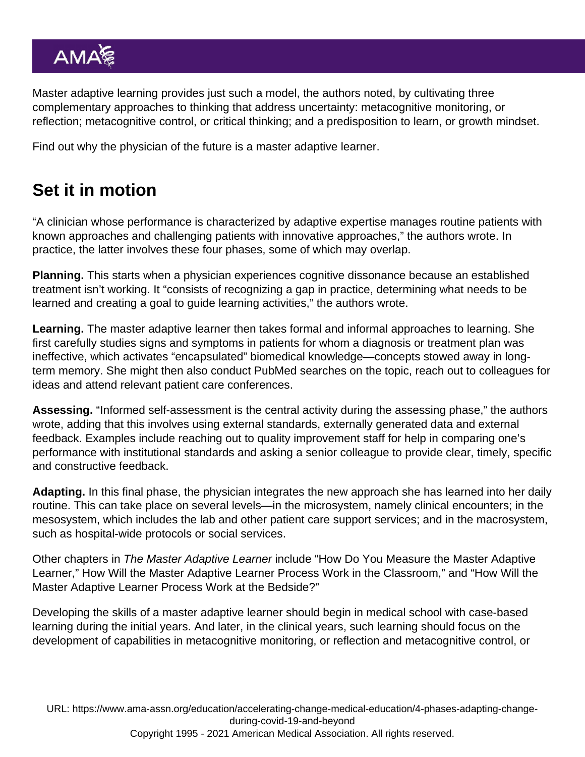Master adaptive learning provides just such a model, the authors noted, by cultivating three complementary approaches to thinking that address uncertainty: metacognitive monitoring, or reflection; metacognitive control, or critical thinking; and a predisposition to learn, or growth mindset.

Find out why the physician of the future is a master adaptive learner.

## Set it in motion

"A clinician whose performance is characterized by adaptive expertise manages routine patients with known approaches and challenging patients with innovative approaches," the authors wrote. In practice, the latter involves these four phases, some of which may overlap.

**Planning.** This starts when a physician experiences cognitive dissonance because an established treatment isn't working. It "consists of recognizing a gap in practice, determining what needs to be learned and creating a goal to guide learning activities," the authors wrote.

**Learning.** The master adaptive learner then takes formal and informal approaches to learning. She first carefully studies signs and symptoms in patients for whom a diagnosis or treatment plan was ineffective, which activates "encapsulated" biomedical knowledge—concepts stowed away in long-term memory. She might then also conduct PubMed searches on the topic, reach out to colleagues for ideas and attend relevant patient care conferences.

**Assessing.** "Informed self-assessment is the central activity during the assessing phase," the authors wrote, adding that this involves using external standards, externally generated data and external feedback. Examples include reaching out to quality improvement staff for help in comparing one's performance with institutional standards and asking a senior colleague to provide clear, timely, specific and constructive feedback.

**Adapting.** In this final phase, the physician integrates the new approach she has learned into her daily routine. This can take place on several levels—in the microsystem, namely clinical encounters; in the mesosystem, which includes the lab and other patient care support services; and in the macrosystem, such as hospital-wide protocols or social services.

Other chapters in *The Master Adaptive Learner* include "How Do You Measure the Master Adaptive Learner," How Will the Master Adaptive Learner Process Work in the Classroom," and "How Will the Master Adaptive Learner Process Work at the Bedside?"

Developing the skills of a master adaptive learner should begin in medical school with case-based learning during the initial years. And later, in the clinical years, such learning should focus on the development of capabilities in metacognitive monitoring, or reflection and metacognitive control, or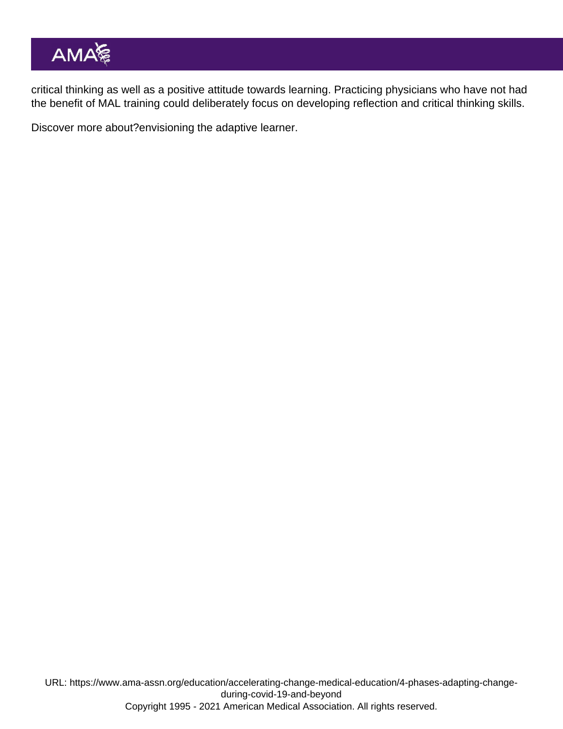critical thinking as well as a positive attitude towards learning. Practicing physicians who have not had the benefit of MAL training could deliberately focus on developing reflection and critical thinking skills.

Discover more about?envisioning the adaptive learner.